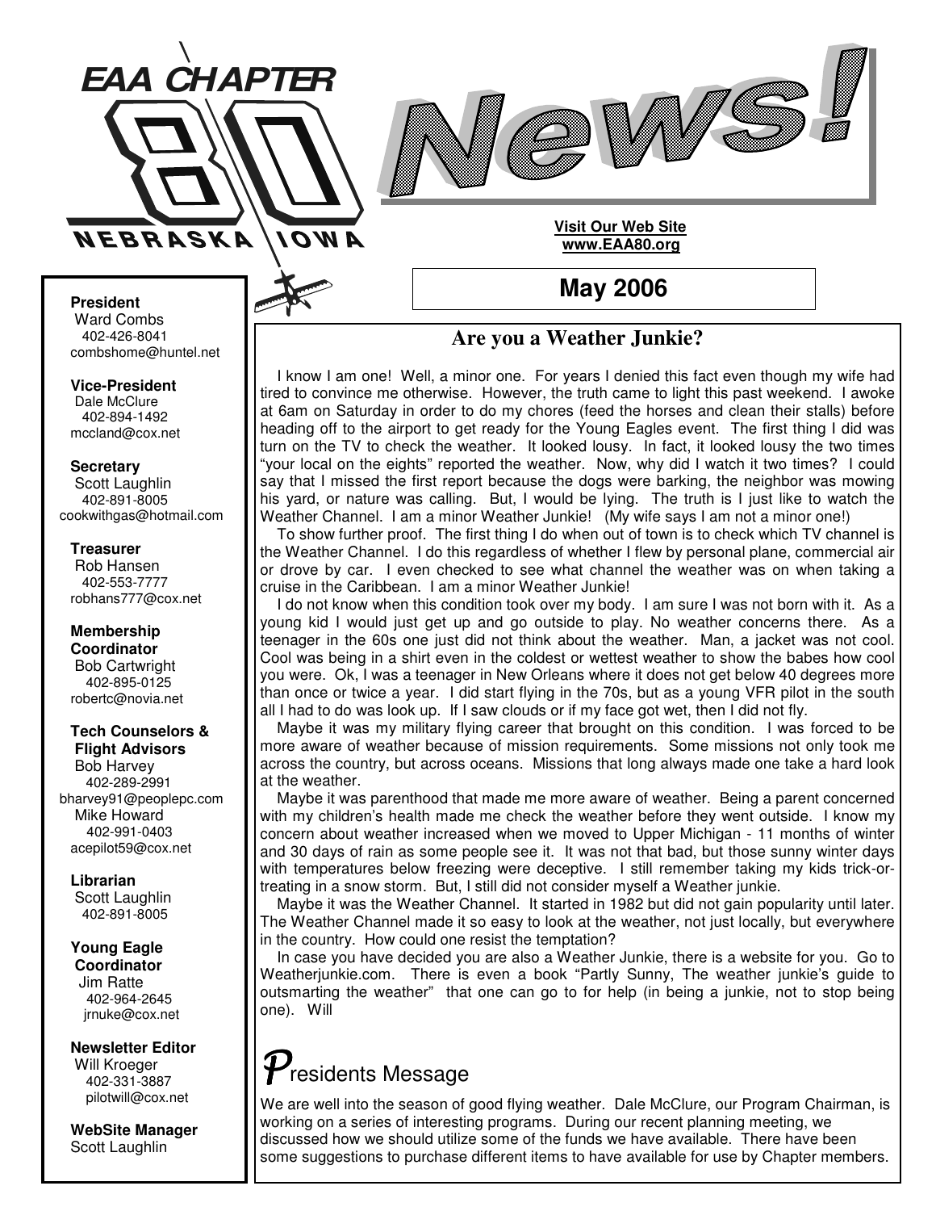# EAA CHAPTER 80

NEBRASKA IOWA

# News!

**Visit Our Web Site**
**www.EAA80.org**

## May 2006

**President**
Ward Combs
402-426-8041
combshome@huntel.net

**Vice-President**
Dale McClure
402-894-1492
mccland@cox.net

**Secretary**
Scott Laughlin
402-891-8005
cookwithgas@hotmail.com

**Treasurer**
Rob Hansen
402-553-7777
robhans777@cox.net

**Membership Coordinator**
Bob Cartwright
402-895-0125
robertc@novia.net

**Tech Counselors & Flight Advisors**
Bob Harvey
402-289-2991
bharvey91@peoplepc.com
Mike Howard
402-991-0403
acepilot59@cox.net

**Librarian**
Scott Laughlin
402-891-8005

**Young Eagle Coordinator**
Jim Ratte
402-964-2645
jrnuke@cox.net

**Newsletter Editor**
Will Kroeger
402-331-3887
pilotwill@cox.net

**WebSite Manager**
Scott Laughlin

## Are you a Weather Junkie?

I know I am one! Well, a minor one. For years I denied this fact even though my wife had tired to convince me otherwise. However, the truth came to light this past weekend. I awoke at 6am on Saturday in order to do my chores (feed the horses and clean their stalls) before heading off to the airport to get ready for the Young Eagles event. The first thing I did was turn on the TV to check the weather. It looked lousy. In fact, it looked lousy the two times "your local on the eights" reported the weather. Now, why did I watch it two times? I could say that I missed the first report because the dogs were barking, the neighbor was mowing his yard, or nature was calling. But, I would be lying. The truth is I just like to watch the Weather Channel. I am a minor Weather Junkie! (My wife says I am not a minor one!)

To show further proof. The first thing I do when out of town is to check which TV channel is the Weather Channel. I do this regardless of whether I flew by personal plane, commercial air or drove by car. I even checked to see what channel the weather was on when taking a cruise in the Caribbean. I am a minor Weather Junkie!

I do not know when this condition took over my body. I am sure I was not born with it. As a young kid I would just get up and go outside to play. No weather concerns there. As a teenager in the 60s one just did not think about the weather. Man, a jacket was not cool. Cool was being in a shirt even in the coldest or wettest weather to show the babes how cool you were. Ok, I was a teenager in New Orleans where it does not get below 40 degrees more than once or twice a year. I did start flying in the 70s, but as a young VFR pilot in the south all I had to do was look up. If I saw clouds or if my face got wet, then I did not fly.

Maybe it was my military flying career that brought on this condition. I was forced to be more aware of weather because of mission requirements. Some missions not only took me across the country, but across oceans. Missions that long always made one take a hard look at the weather.

Maybe it was parenthood that made me more aware of weather. Being a parent concerned with my children's health made me check the weather before they went outside. I know my concern about weather increased when we moved to Upper Michigan - 11 months of winter and 30 days of rain as some people see it. It was not that bad, but those sunny winter days with temperatures below freezing were deceptive. I still remember taking my kids trick-or-treating in a snow storm. But, I still did not consider myself a Weather junkie.

Maybe it was the Weather Channel. It started in 1982 but did not gain popularity until later. The Weather Channel made it so easy to look at the weather, not just locally, but everywhere in the country. How could one resist the temptation?

In case you have decided you are also a Weather Junkie, there is a website for you. Go to Weatherjunkie.com. There is even a book "Partly Sunny, The weather junkie's guide to outsmarting the weather" that one can go to for help (in being a junkie, not to stop being one). Will

## Presidents Message

We are well into the season of good flying weather. Dale McClure, our Program Chairman, is working on a series of interesting programs. During our recent planning meeting, we discussed how we should utilize some of the funds we have available. There have been some suggestions to purchase different items to have available for use by Chapter members.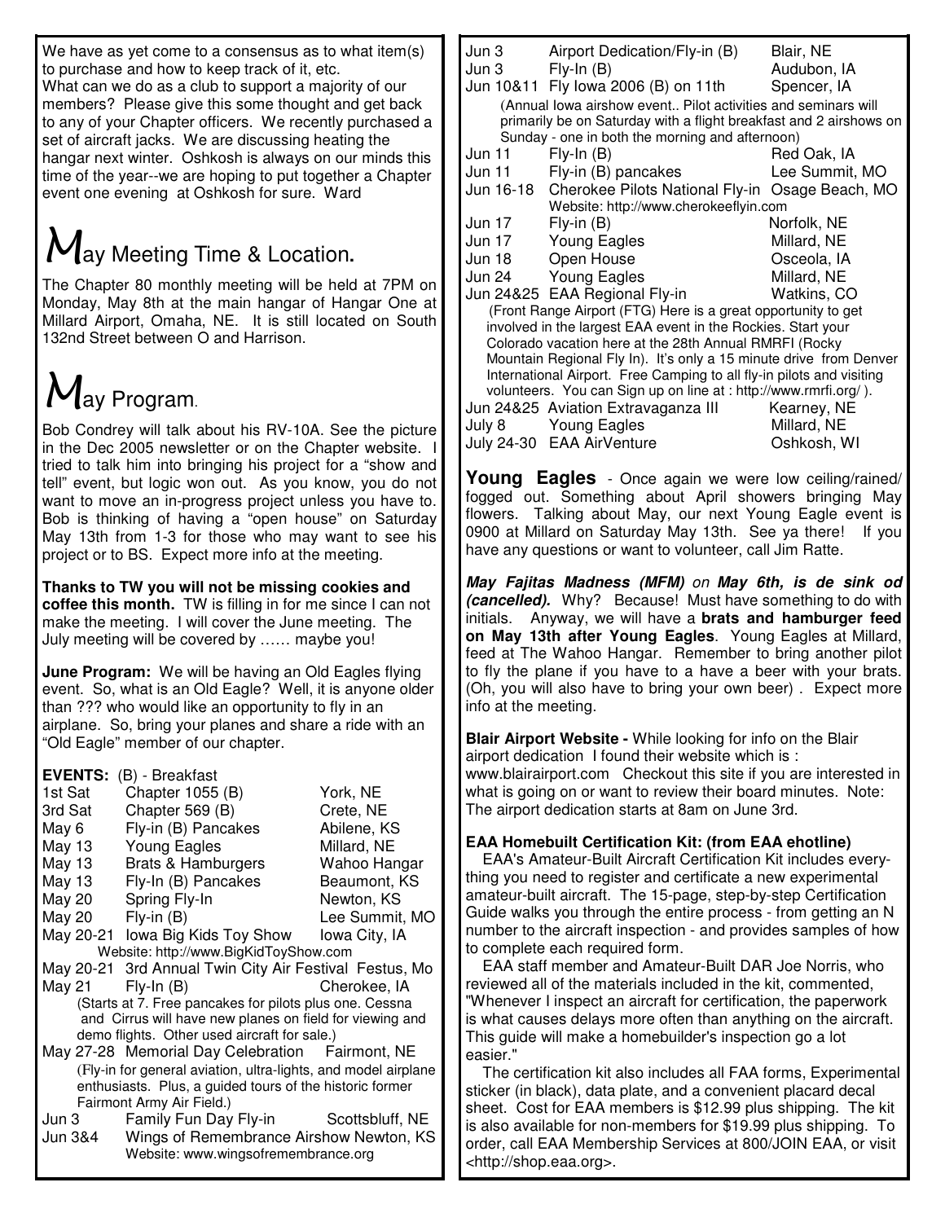We have as yet come to a consensus as to what item(s) to purchase and how to keep track of it, etc.
What can we do as a club to support a majority of our members? Please give this some thought and get back to any of your Chapter officers. We recently purchased a set of aircraft jacks. We are discussing heating the hangar next winter. Oshkosh is always on our minds this time of the year--we are hoping to put together a Chapter event one evening at Oshkosh for sure. Ward

## May Meeting Time & Location.

The Chapter 80 monthly meeting will be held at 7PM on Monday, May 8th at the main hangar of Hangar One at Millard Airport, Omaha, NE. It is still located on South 132nd Street between O and Harrison.

## May Program.

Bob Condrey will talk about his RV-10A. See the picture in the Dec 2005 newsletter or on the Chapter website. I tried to talk him into bringing his project for a "show and tell" event, but logic won out. As you know, you do not want to move an in-progress project unless you have to. Bob is thinking of having a "open house" on Saturday May 13th from 1-3 for those who may want to see his project or to BS. Expect more info at the meeting.

**Thanks to TW you will not be missing cookies and coffee this month.** TW is filling in for me since I can not make the meeting. I will cover the June meeting. The July meeting will be covered by …… maybe you!

**June Program:** We will be having an Old Eagles flying event. So, what is an Old Eagle? Well, it is anyone older than ??? who would like an opportunity to fly in an airplane. So, bring your planes and share a ride with an "Old Eagle" member of our chapter.

**EVENTS:** (B) - Breakfast

| Date | Event | Location |
|---|---|---|
| 1st Sat | Chapter 1055 (B) | York, NE |
| 3rd Sat | Chapter 569 (B) | Crete, NE |
| May 6 | Fly-in (B) Pancakes | Abilene, KS |
| May 13 | Young Eagles | Millard, NE |
| May 13 | Brats & Hamburgers | Wahoo Hangar |
| May 13 | Fly-In (B) Pancakes | Beaumont, KS |
| May 20 | Spring Fly-In | Newton, KS |
| May 20 | Fly-in (B) | Lee Summit, MO |
| May 20-21 | Iowa Big Kids Toy Show (Website: http://www.BigKidToyShow.com) | Iowa City, IA |
| May 20-21 | 3rd Annual Twin City Air Festival | Festus, Mo |
| May 21 | Fly-In (B) (Starts at 7. Free pancakes for pilots plus one. Cessna and Cirrus will have new planes on field for viewing and demo flights. Other used aircraft for sale.) | Cherokee, IA |
| May 27-28 | Memorial Day Celebration (Fly-in for general aviation, ultra-lights, and model airplane enthusiasts. Plus, a guided tours of the historic former Fairmont Army Air Field.) | Fairmont, NE |
| Jun 3 | Family Fun Day Fly-in | Scottsbluff, NE |
| Jun 3&4 | Wings of Remembrance Airshow (Website: www.wingsofremembrance.org) | Newton, KS |
| Jun 3 | Airport Dedication/Fly-in (B) | Blair, NE |
| Jun 3 | Fly-In (B) | Audubon, IA |
| Jun 10&11 | Fly Iowa 2006 (B) on 11th (Annual Iowa airshow event.. Pilot activities and seminars will primarily be on Saturday with a flight breakfast and 2 airshows on Sunday - one in both the morning and afternoon) | Spencer, IA |
| Jun 11 | Fly-In (B) | Red Oak, IA |
| Jun 11 | Fly-in (B) pancakes | Lee Summit, MO |
| Jun 16-18 | Cherokee Pilots National Fly-in (Website: http://www.cherokeeflyin.com) | Osage Beach, MO |
| Jun 17 | Fly-in (B) | Norfolk, NE |
| Jun 17 | Young Eagles | Millard, NE |
| Jun 18 | Open House | Osceola, IA |
| Jun 24 | Young Eagles | Millard, NE |
| Jun 24&25 | EAA Regional Fly-in (Front Range Airport (FTG) Here is a great opportunity to get involved in the largest EAA event in the Rockies. Start your Colorado vacation here at the 28th Annual RMRFI (Rocky Mountain Regional Fly In). It's only a 15 minute drive from Denver International Airport. Free Camping to all fly-in pilots and visiting volunteers. You can Sign up on line at : http://www.rmrfi.org/ ).) | Watkins, CO |
| Jun 24&25 | Aviation Extravaganza III | Kearney, NE |
| July 8 | Young Eagles | Millard, NE |
| July 24-30 | EAA AirVenture | Oshkosh, WI |

**Young Eagles** - Once again we were low ceiling/rained/fogged out. Something about April showers bringing May flowers. Talking about May, our next Young Eagle event is 0900 at Millard on Saturday May 13th. See ya there! If you have any questions or want to volunteer, call Jim Ratte.

***May Fajitas Madness (MFM)*** *on* ***May 6th, is de sink od (cancelled).*** Why? Because! Must have something to do with initials. Anyway, we will have a **brats and hamburger feed on May 13th after Young Eagles**. Young Eagles at Millard, feed at The Wahoo Hangar. Remember to bring another pilot to fly the plane if you have to a have a beer with your brats. (Oh, you will also have to bring your own beer) . Expect more info at the meeting.

**Blair Airport Website -** While looking for info on the Blair airport dedication I found their website which is : www.blairairport.com Checkout this site if you are interested in what is going on or want to review their board minutes. Note: The airport dedication starts at 8am on June 3rd.

**EAA Homebuilt Certification Kit: (from EAA ehotline)**

EAA's Amateur-Built Aircraft Certification Kit includes everything you need to register and certificate a new experimental amateur-built aircraft. The 15-page, step-by-step Certification Guide walks you through the entire process - from getting an N number to the aircraft inspection - and provides samples of how to complete each required form.

EAA staff member and Amateur-Built DAR Joe Norris, who reviewed all of the materials included in the kit, commented, "Whenever I inspect an aircraft for certification, the paperwork is what causes delays more often than anything on the aircraft. This guide will make a homebuilder's inspection go a lot easier."

The certification kit also includes all FAA forms, Experimental sticker (in black), data plate, and a convenient placard decal sheet. Cost for EAA members is $12.99 plus shipping. The kit is also available for non-members for $19.99 plus shipping. To order, call EAA Membership Services at 800/JOIN EAA, or visit <http://shop.eaa.org>.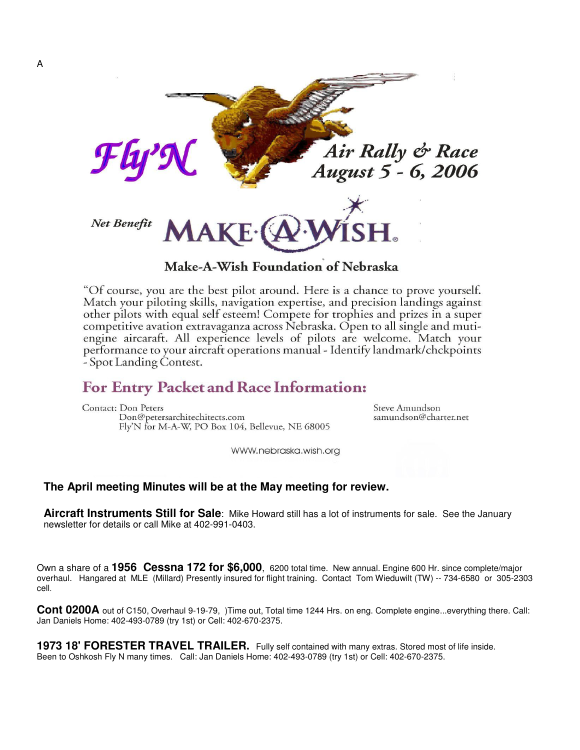A

# Fly'N Air Rally & Race August 5 - 6, 2006

*Net Benefit* MAKE-A-WISH®

## Make-A-Wish Foundation of Nebraska

"Of course, you are the best pilot around. Here is a chance to prove yourself. Match your piloting skills, navigation expertise, and precision landings against other pilots with equal self esteem! Compete for trophies and prizes in a super competitive avation extravaganza across Nebraska. Open to all single and muti-engine aircaraft. All experience levels of pilots are welcome. Match your performance to your aircraft operations manual - Identify landmark/chckpoints - Spot Landing Contest.

## For Entry Packet and Race Information:

Contact: Don Peters
Don@petersarchitechitects.com
Fly'N for M-A-W, PO Box 104, Bellevue, NE 68005

Steve Amundson
samundson@charter.net

WWW.nebraska.wish.org

**The April meeting Minutes will be at the May meeting for review.**

**Aircraft Instruments Still for Sale**: Mike Howard still has a lot of instruments for sale. See the January newsletter for details or call Mike at 402-991-0403.

Own a share of a **1956 Cessna 172 for $6,000**, 6200 total time. New annual. Engine 600 Hr. since complete/major overhaul. Hangared at MLE (Millard) Presently insured for flight training. Contact Tom Wieduwilt (TW) -- 734-6580 or 305-2303 cell.

**Cont 0200A** out of C150, Overhaul 9-19-79, )Time out, Total time 1244 Hrs. on eng. Complete engine...everything there. Call: Jan Daniels Home: 402-493-0789 (try 1st) or Cell: 402-670-2375.

**1973 18' FORESTER TRAVEL TRAILER.** Fully self contained with many extras. Stored most of life inside. Been to Oshkosh Fly N many times. Call: Jan Daniels Home: 402-493-0789 (try 1st) or Cell: 402-670-2375.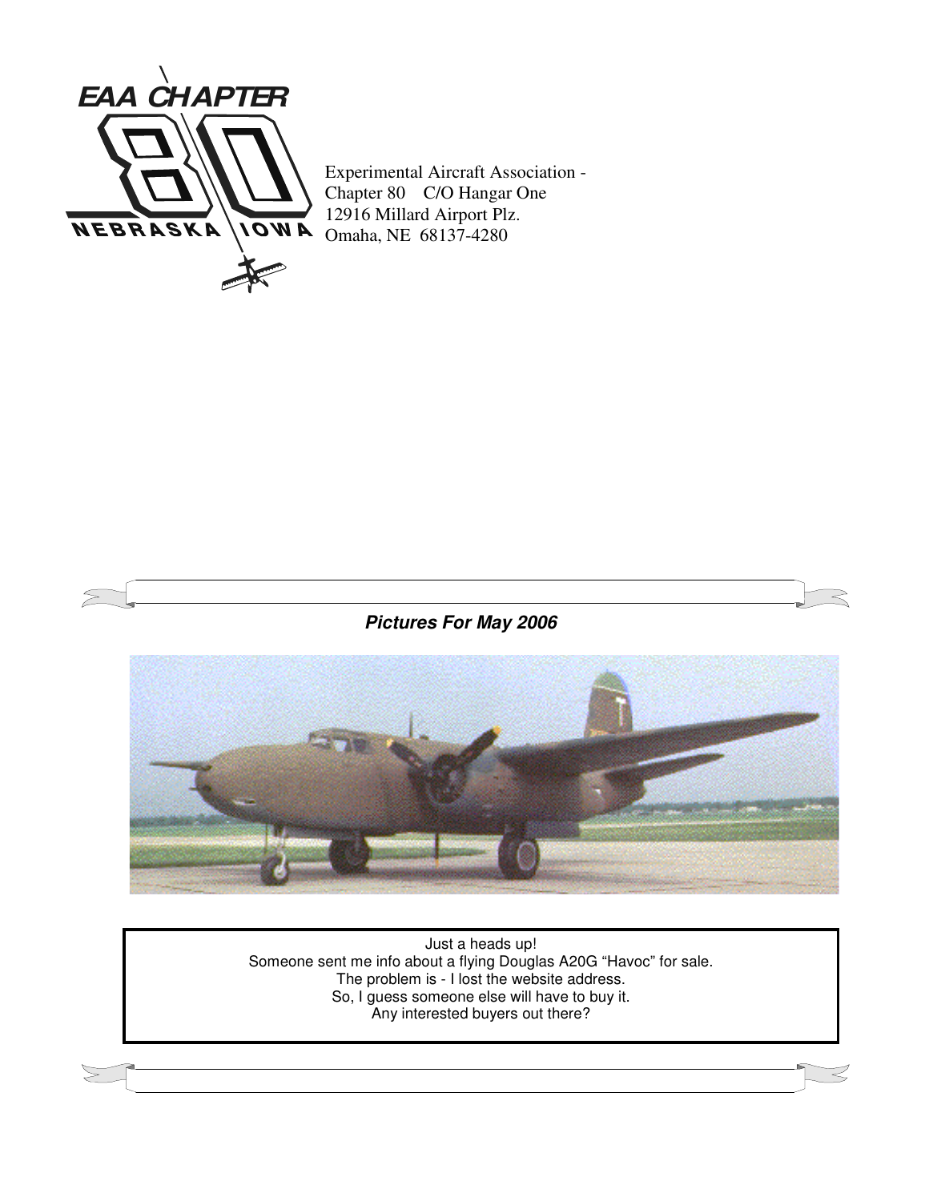EAA CHAPTER 80 NEBRASKA IOWA

Experimental Aircraft Association -
Chapter 80 C/O Hangar One
12916 Millard Airport Plz.
Omaha, NE 68137-4280

***Pictures For May 2006***

Just a heads up!
Someone sent me info about a flying Douglas A20G "Havoc" for sale.
The problem is - I lost the website address.
So, I guess someone else will have to buy it.
Any interested buyers out there?